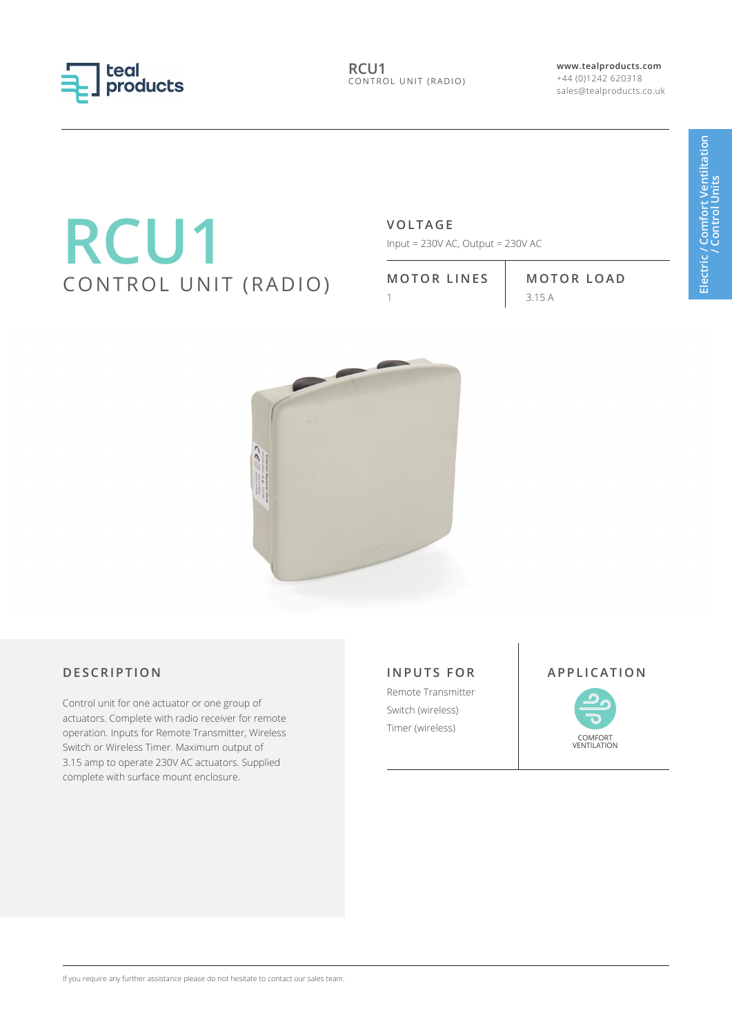teal products

**RCU1**
CONTROL UNIT (RADIO)

**www.tealproducts.com**
+44 (0)1242 620318
sales@tealproducts.co.uk

Electric / Comfort Ventiltation / Control Units

# RCU1

## CONTROL UNIT (RADIO)

### VOLTAGE

Input = 230V AC, Output = 230V AC

| MOTOR LINES | MOTOR LOAD |
| --- | --- |
| 1 | 3.15 A |

### DESCRIPTION

Control unit for one actuator or one group of actuators. Complete with radio receiver for remote operation. Inputs for Remote Transmitter, Wireless Switch or Wireless Timer. Maximum output of 3.15 amp to operate 230V AC actuators. Supplied complete with surface mount enclosure.

### INPUTS FOR

Remote Transmitter
Switch (wireless)
Timer (wireless)

### APPLICATION

COMFORT VENTILATION

If you require any further assistance please do not hesitate to contact our sales team.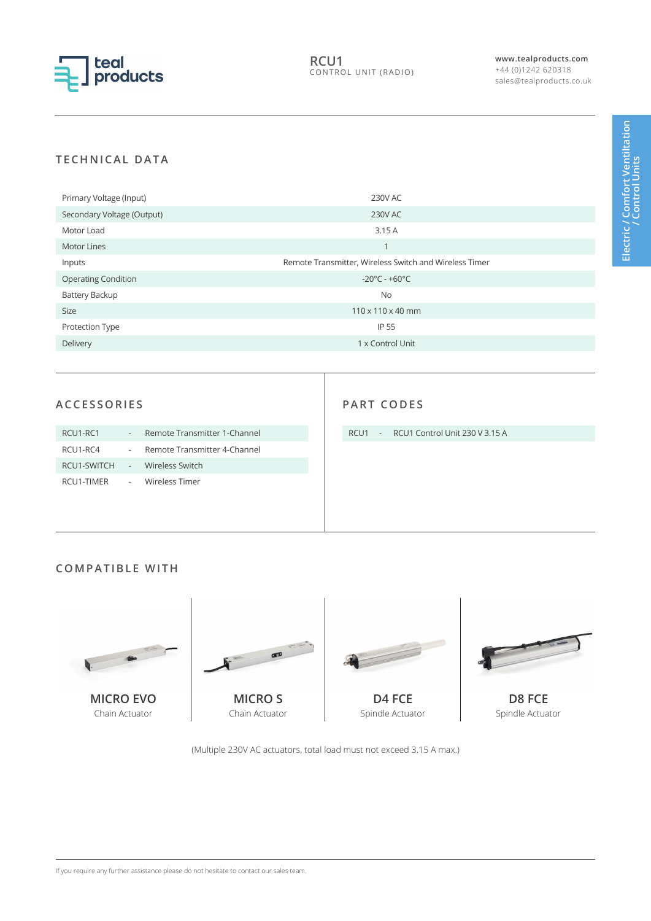# RCU1

CONTROL UNIT (RADIO)

www.tealproducts.com
+44 (0)1242 620318
sales@tealproducts.co.uk

Electric / Comfort Ventiltation / Control Units

## TECHNICAL DATA

| | |
|---|---|
| Primary Voltage (Input) | 230V AC |
| Secondary Voltage (Output) | 230V AC |
| Motor Load | 3.15 A |
| Motor Lines | 1 |
| Inputs | Remote Transmitter, Wireless Switch and Wireless Timer |
| Operating Condition | -20°C - +60°C |
| Battery Backup | No |
| Size | 110 x 110 x 40 mm |
| Protection Type | IP 55 |
| Delivery | 1 x Control Unit |

## ACCESSORIES

| | | |
|---|---|---|
| RCU1-RC1 | - | Remote Transmitter 1-Channel |
| RCU1-RC4 | - | Remote Transmitter 4-Channel |
| RCU1-SWITCH | - | Wireless Switch |
| RCU1-TIMER | - | Wireless Timer |

## PART CODES

| | | |
|---|---|---|
| RCU1 | - | RCU1 Control Unit 230 V 3.15 A |

## COMPATIBLE WITH

**MICRO EVO**
Chain Actuator

**MICRO S**
Chain Actuator

**D4 FCE**
Spindle Actuator

**D8 FCE**
Spindle Actuator

(Multiple 230V AC actuators, total load must not exceed 3.15 A max.)

If you require any further assistance please do not hesitate to contact our sales team.